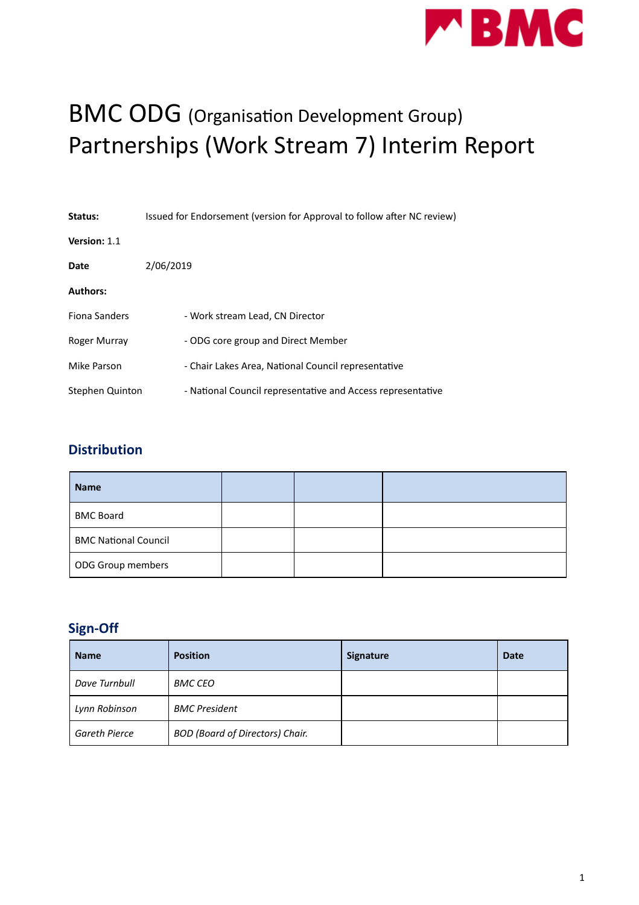# BMC ODG (Organisation Development Group) Partnerships (Work Stream 7) Interim Report

**Status:** Issued for Endorsement (version for Approval to follow after NC review)

**Version:** 1.1

**Date** 2/06/2019

**Authors:**

Fiona Sanders - Work stream Lead, CN Director

Roger Murray - ODG core group and Direct Member

Mike Parson - Chair Lakes Area, National Council representative

Stephen Quinton - National Council representative and Access representative

## Distribution

| Name | | | |
|---|---|---|---|
| BMC Board | | | |
| BMC National Council | | | |
| ODG Group members | | | |

## Sign-Off

| Name | Position | Signature | Date |
|---|---|---|---|
| *Dave Turnbull* | *BMC CEO* | | |
| *Lynn Robinson* | *BMC President* | | |
| *Gareth Pierce* | *BOD (Board of Directors) Chair.* | | |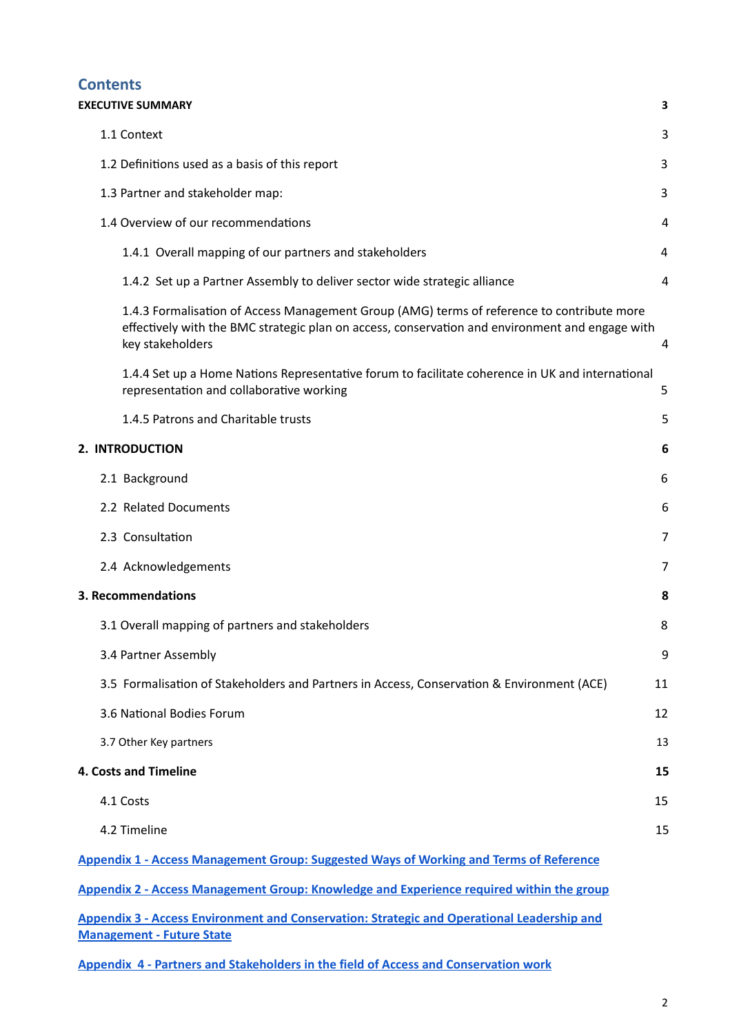## Contents

**EXECUTIVE SUMMARY** **3**

- 1.1 Context 3
- 1.2 Definitions used as a basis of this report 3
- 1.3 Partner and stakeholder map: 3
- 1.4 Overview of our recommendations 4
  - 1.4.1 Overall mapping of our partners and stakeholders 4
  - 1.4.2 Set up a Partner Assembly to deliver sector wide strategic alliance 4
  - 1.4.3 Formalisation of Access Management Group (AMG) terms of reference to contribute more effectively with the BMC strategic plan on access, conservation and environment and engage with key stakeholders 4
  - 1.4.4 Set up a Home Nations Representative forum to facilitate coherence in UK and international representation and collaborative working 5
  - 1.4.5 Patrons and Charitable trusts 5

**2. INTRODUCTION** **6**

- 2.1 Background 6
- 2.2 Related Documents 6
- 2.3 Consultation 7
- 2.4 Acknowledgements 7

**3. Recommendations** **8**

- 3.1 Overall mapping of partners and stakeholders 8
- 3.4 Partner Assembly 9
- 3.5 Formalisation of Stakeholders and Partners in Access, Conservation & Environment (ACE) 11
- 3.6 National Bodies Forum 12
- 3.7 Other Key partners 13

**4. Costs and Timeline** **15**

- 4.1 Costs 15
- 4.2 Timeline 15

**Appendix 1 - Access Management Group: Suggested Ways of Working and Terms of Reference**

**Appendix 2 - Access Management Group: Knowledge and Experience required within the group**

**Appendix 3 - Access Environment and Conservation: Strategic and Operational Leadership and Management - Future State**

**Appendix 4 - Partners and Stakeholders in the field of Access and Conservation work**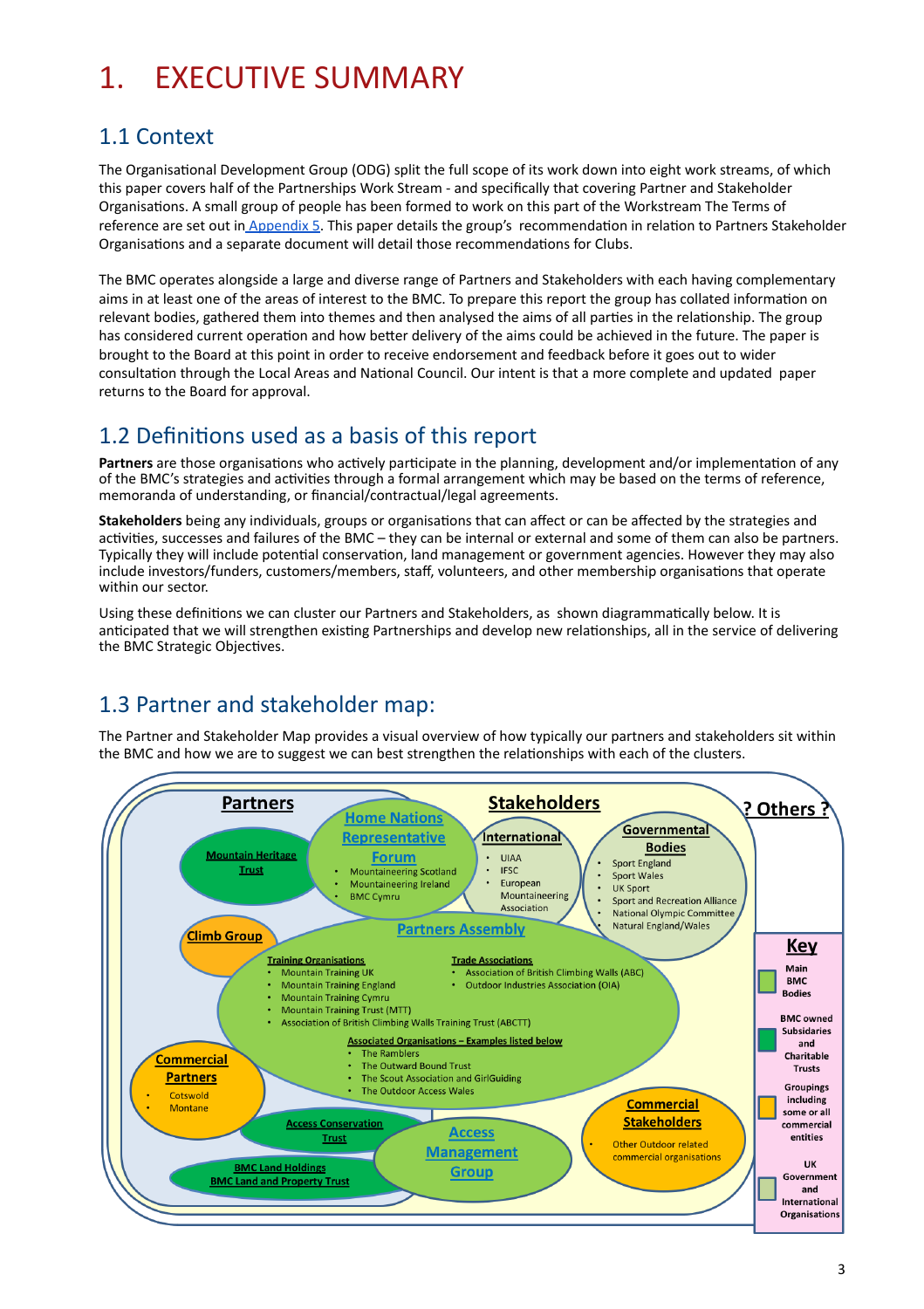# 1. EXECUTIVE SUMMARY

## 1.1 Context

The Organisational Development Group (ODG) split the full scope of its work down into eight work streams, of which this paper covers half of the Partnerships Work Stream - and specifically that covering Partner and Stakeholder Organisations. A small group of people has been formed to work on this part of the Workstream The Terms of reference are set out in Appendix 5. This paper details the group's recommendation in relation to Partners Stakeholder Organisations and a separate document will detail those recommendations for Clubs.

The BMC operates alongside a large and diverse range of Partners and Stakeholders with each having complementary aims in at least one of the areas of interest to the BMC. To prepare this report the group has collated information on relevant bodies, gathered them into themes and then analysed the aims of all parties in the relationship. The group has considered current operation and how better delivery of the aims could be achieved in the future. The paper is brought to the Board at this point in order to receive endorsement and feedback before it goes out to wider consultation through the Local Areas and National Council. Our intent is that a more complete and updated paper returns to the Board for approval.

## 1.2 Definitions used as a basis of this report

**Partners** are those organisations who actively participate in the planning, development and/or implementation of any of the BMC's strategies and activities through a formal arrangement which may be based on the terms of reference, memoranda of understanding, or financial/contractual/legal agreements.

**Stakeholders** being any individuals, groups or organisations that can affect or can be affected by the strategies and activities, successes and failures of the BMC – they can be internal or external and some of them can also be partners. Typically they will include potential conservation, land management or government agencies. However they may also include investors/funders, customers/members, staff, volunteers, and other membership organisations that operate within our sector.

Using these definitions we can cluster our Partners and Stakeholders, as shown diagrammatically below. It is anticipated that we will strengthen existing Partnerships and develop new relationships, all in the service of delivering the BMC Strategic Objectives.

## 1.3 Partner and stakeholder map:

The Partner and Stakeholder Map provides a visual overview of how typically our partners and stakeholders sit within the BMC and how we are to suggest we can best strengthen the relationships with each of the clusters.

**Partners**

**Stakeholders**

**? Others ?**

**Mountain Heritage Trust**

**Home Nations Representative Forum**
- Mountaineering Scotland
- Mountaineering Ireland
- BMC Cymru

**International**
- UIAA
- IFSC
- European Mountaineering Association

**Governmental Bodies**
- Sport England
- Sport Wales
- UK Sport
- Sport and Recreation Alliance
- National Olympic Committee
- Natural England/Wales

**Climb Group**

**Partners Assembly**

**Training Organisations**
- Mountain Training UK
- Mountain Training England
- Mountain Training Cymru
- Mountain Training Trust (MTT)
- Association of British Climbing Walls Training Trust (ABCTT)

**Trade Associations**
- Association of British Climbing Walls (ABC)
- Outdoor Industries Association (OIA)

**Associated Organisations – Examples listed below**
- The Ramblers
- The Outward Bound Trust
- The Scout Association and GirlGuiding
- The Outdoor Access Wales

**Commercial Partners**
- Cotswold
- Montane

**Access Conservation Trust**

**BMC Land Holdings**
**BMC Land and Property Trust**

**Access Management Group**

**Commercial Stakeholders**
- Other Outdoor related commercial organisations

**Key**
- Main BMC Bodies
- BMC owned Subsidaries and Charitable Trusts
- Groupings including some or all commercial entities
- UK Government and International Organisations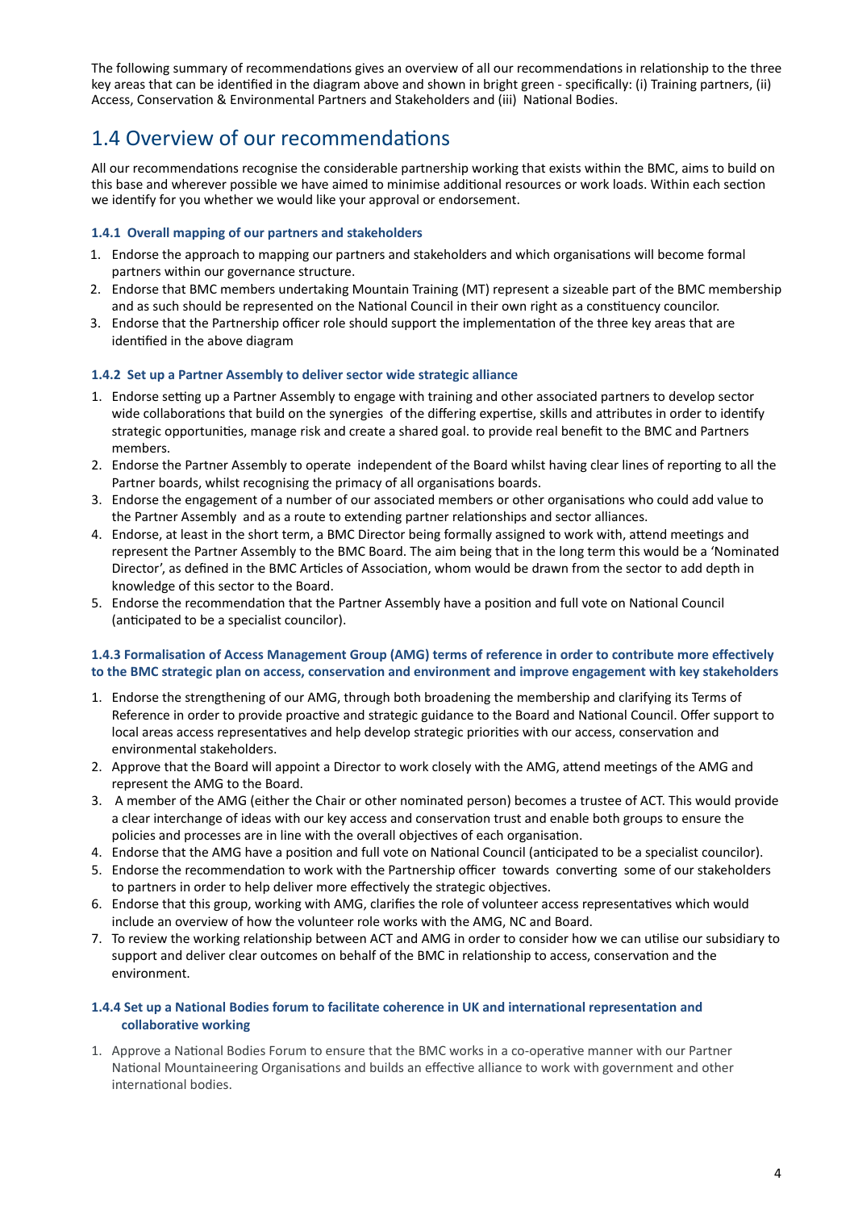The following summary of recommendations gives an overview of all our recommendations in relationship to the three key areas that can be identified in the diagram above and shown in bright green - specifically: (i) Training partners, (ii) Access, Conservation & Environmental Partners and Stakeholders and (iii) National Bodies.

## 1.4 Overview of our recommendations

All our recommendations recognise the considerable partnership working that exists within the BMC, aims to build on this base and wherever possible we have aimed to minimise additional resources or work loads. Within each section we identify for you whether we would like your approval or endorsement.

#### 1.4.1 Overall mapping of our partners and stakeholders

1. Endorse the approach to mapping our partners and stakeholders and which organisations will become formal partners within our governance structure.
2. Endorse that BMC members undertaking Mountain Training (MT) represent a sizeable part of the BMC membership and as such should be represented on the National Council in their own right as a constituency councilor.
3. Endorse that the Partnership officer role should support the implementation of the three key areas that are identified in the above diagram

#### 1.4.2 Set up a Partner Assembly to deliver sector wide strategic alliance

1. Endorse setting up a Partner Assembly to engage with training and other associated partners to develop sector wide collaborations that build on the synergies of the differing expertise, skills and attributes in order to identify strategic opportunities, manage risk and create a shared goal. to provide real benefit to the BMC and Partners members.
2. Endorse the Partner Assembly to operate independent of the Board whilst having clear lines of reporting to all the Partner boards, whilst recognising the primacy of all organisations boards.
3. Endorse the engagement of a number of our associated members or other organisations who could add value to the Partner Assembly and as a route to extending partner relationships and sector alliances.
4. Endorse, at least in the short term, a BMC Director being formally assigned to work with, attend meetings and represent the Partner Assembly to the BMC Board. The aim being that in the long term this would be a 'Nominated Director', as defined in the BMC Articles of Association, whom would be drawn from the sector to add depth in knowledge of this sector to the Board.
5. Endorse the recommendation that the Partner Assembly have a position and full vote on National Council (anticipated to be a specialist councilor).

#### 1.4.3 Formalisation of Access Management Group (AMG) terms of reference in order to contribute more effectively to the BMC strategic plan on access, conservation and environment and improve engagement with key stakeholders

1. Endorse the strengthening of our AMG, through both broadening the membership and clarifying its Terms of Reference in order to provide proactive and strategic guidance to the Board and National Council. Offer support to local areas access representatives and help develop strategic priorities with our access, conservation and environmental stakeholders.
2. Approve that the Board will appoint a Director to work closely with the AMG, attend meetings of the AMG and represent the AMG to the Board.
3. A member of the AMG (either the Chair or other nominated person) becomes a trustee of ACT. This would provide a clear interchange of ideas with our key access and conservation trust and enable both groups to ensure the policies and processes are in line with the overall objectives of each organisation.
4. Endorse that the AMG have a position and full vote on National Council (anticipated to be a specialist councilor).
5. Endorse the recommendation to work with the Partnership officer towards converting some of our stakeholders to partners in order to help deliver more effectively the strategic objectives.
6. Endorse that this group, working with AMG, clarifies the role of volunteer access representatives which would include an overview of how the volunteer role works with the AMG, NC and Board.
7. To review the working relationship between ACT and AMG in order to consider how we can utilise our subsidiary to support and deliver clear outcomes on behalf of the BMC in relationship to access, conservation and the environment.

#### 1.4.4 Set up a National Bodies forum to facilitate coherence in UK and international representation and collaborative working

1. Approve a National Bodies Forum to ensure that the BMC works in a co-operative manner with our Partner National Mountaineering Organisations and builds an effective alliance to work with government and other international bodies.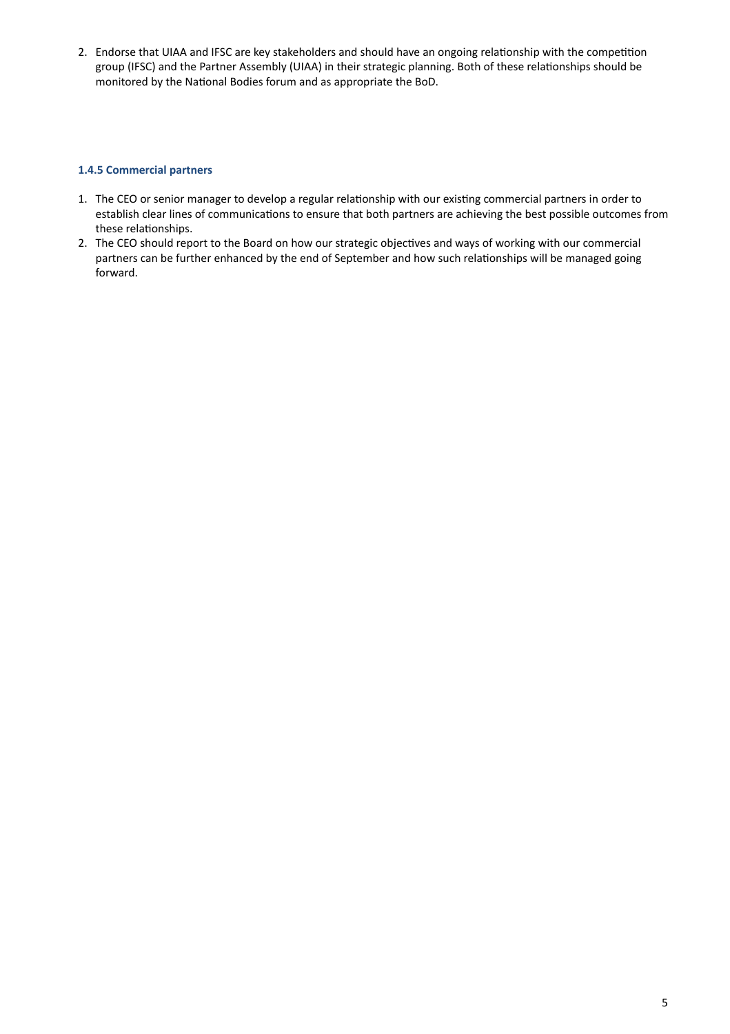2. Endorse that UIAA and IFSC are key stakeholders and should have an ongoing relationship with the competition group (IFSC) and the Partner Assembly (UIAA) in their strategic planning. Both of these relationships should be monitored by the National Bodies forum and as appropriate the BoD.

#### 1.4.5 Commercial partners

1. The CEO or senior manager to develop a regular relationship with our existing commercial partners in order to establish clear lines of communications to ensure that both partners are achieving the best possible outcomes from these relationships.
2. The CEO should report to the Board on how our strategic objectives and ways of working with our commercial partners can be further enhanced by the end of September and how such relationships will be managed going forward.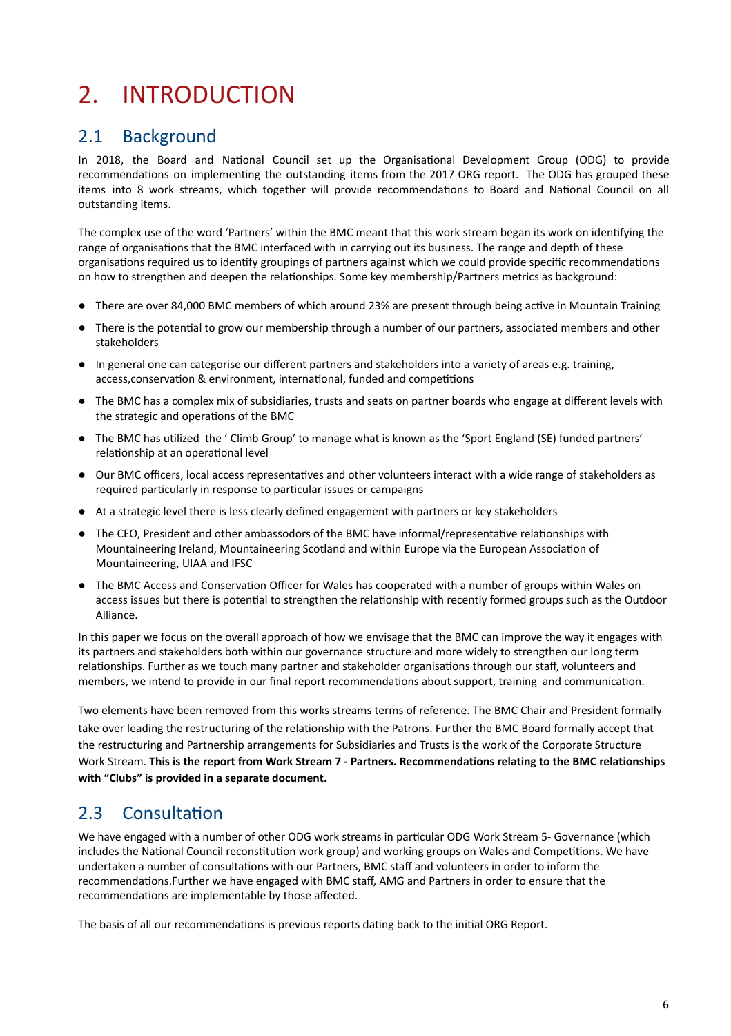# 2. INTRODUCTION

## 2.1 Background

In 2018, the Board and National Council set up the Organisational Development Group (ODG) to provide recommendations on implementing the outstanding items from the 2017 ORG report. The ODG has grouped these items into 8 work streams, which together will provide recommendations to Board and National Council on all outstanding items.

The complex use of the word 'Partners' within the BMC meant that this work stream began its work on identifying the range of organisations that the BMC interfaced with in carrying out its business. The range and depth of these organisations required us to identify groupings of partners against which we could provide specific recommendations on how to strengthen and deepen the relationships. Some key membership/Partners metrics as background:

- There are over 84,000 BMC members of which around 23% are present through being active in Mountain Training
- There is the potential to grow our membership through a number of our partners, associated members and other stakeholders
- In general one can categorise our different partners and stakeholders into a variety of areas e.g. training, access,conservation & environment, international, funded and competitions
- The BMC has a complex mix of subsidiaries, trusts and seats on partner boards who engage at different levels with the strategic and operations of the BMC
- The BMC has utilized the ' Climb Group' to manage what is known as the 'Sport England (SE) funded partners' relationship at an operational level
- Our BMC officers, local access representatives and other volunteers interact with a wide range of stakeholders as required particularly in response to particular issues or campaigns
- At a strategic level there is less clearly defined engagement with partners or key stakeholders
- The CEO, President and other ambassodors of the BMC have informal/representative relationships with Mountaineering Ireland, Mountaineering Scotland and within Europe via the European Association of Mountaineering, UIAA and IFSC
- The BMC Access and Conservation Officer for Wales has cooperated with a number of groups within Wales on access issues but there is potential to strengthen the relationship with recently formed groups such as the Outdoor Alliance.

In this paper we focus on the overall approach of how we envisage that the BMC can improve the way it engages with its partners and stakeholders both within our governance structure and more widely to strengthen our long term relationships. Further as we touch many partner and stakeholder organisations through our staff, volunteers and members, we intend to provide in our final report recommendations about support, training and communication.

Two elements have been removed from this works streams terms of reference. The BMC Chair and President formally take over leading the restructuring of the relationship with the Patrons. Further the BMC Board formally accept that the restructuring and Partnership arrangements for Subsidiaries and Trusts is the work of the Corporate Structure Work Stream. **This is the report from Work Stream 7 - Partners. Recommendations relating to the BMC relationships with "Clubs" is provided in a separate document.**

## 2.3 Consultation

We have engaged with a number of other ODG work streams in particular ODG Work Stream 5- Governance (which includes the National Council reconstitution work group) and working groups on Wales and Competitions. We have undertaken a number of consultations with our Partners, BMC staff and volunteers in order to inform the recommendations.Further we have engaged with BMC staff, AMG and Partners in order to ensure that the recommendations are implementable by those affected.

The basis of all our recommendations is previous reports dating back to the initial ORG Report.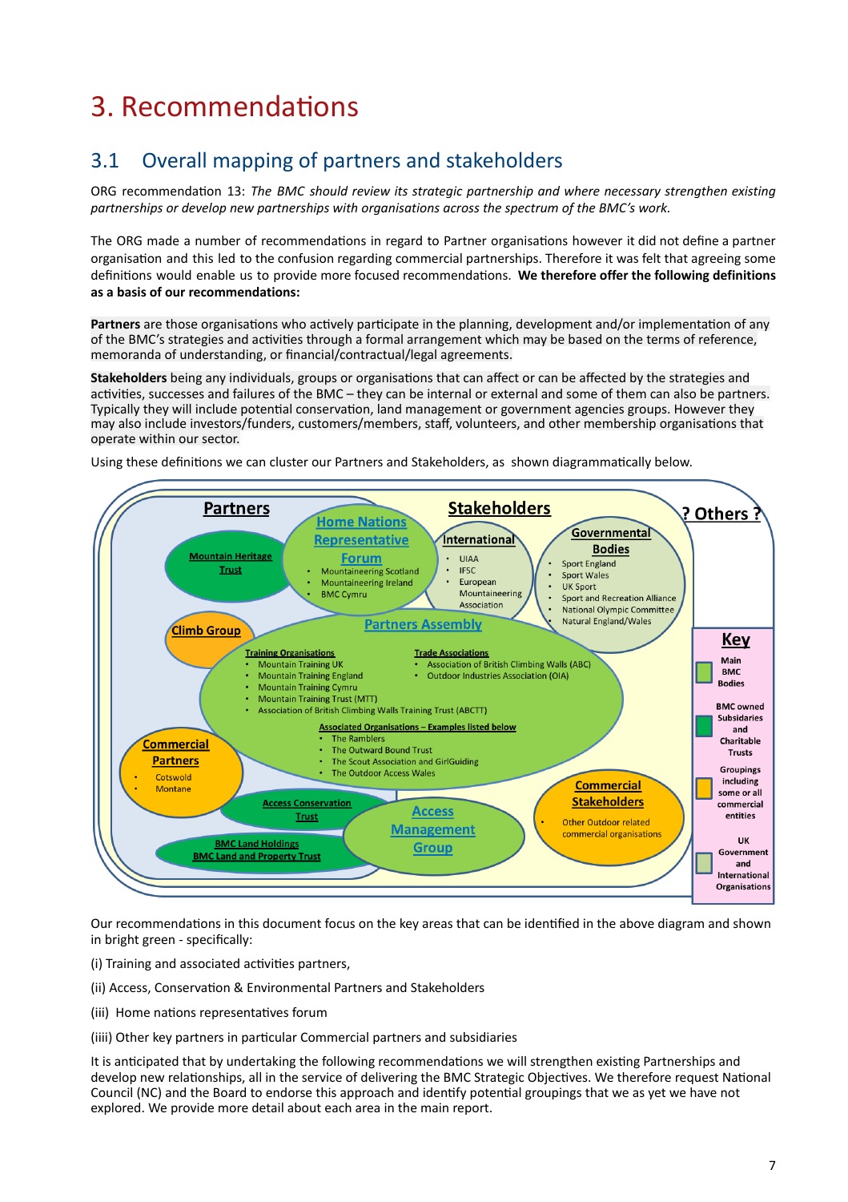# 3. Recommendations

## 3.1 Overall mapping of partners and stakeholders

ORG recommendation 13: *The BMC should review its strategic partnership and where necessary strengthen existing partnerships or develop new partnerships with organisations across the spectrum of the BMC's work.*

The ORG made a number of recommendations in regard to Partner organisations however it did not define a partner organisation and this led to the confusion regarding commercial partnerships. Therefore it was felt that agreeing some definitions would enable us to provide more focused recommendations. **We therefore offer the following definitions as a basis of our recommendations:**

**Partners** are those organisations who actively participate in the planning, development and/or implementation of any of the BMC's strategies and activities through a formal arrangement which may be based on the terms of reference, memoranda of understanding, or financial/contractual/legal agreements.

**Stakeholders** being any individuals, groups or organisations that can affect or can be affected by the strategies and activities, successes and failures of the BMC – they can be internal or external and some of them can also be partners. Typically they will include potential conservation, land management or government agencies groups. However they may also include investors/funders, customers/members, staff, volunteers, and other membership organisations that operate within our sector.

Using these definitions we can cluster our Partners and Stakeholders, as shown diagrammatically below.

**Partners**

**Stakeholders**

**? Others ?**

**Mountain Heritage Trust**

**Home Nations Representative Forum**
- Mountaineering Scotland
- Mountaineering Ireland
- BMC Cymru

**International**
- UIAA
- IFSC
- European Mountaineering Association

**Governmental Bodies**
- Sport England
- Sport Wales
- UK Sport
- Sport and Recreation Alliance
- National Olympic Committee
- Natural England/Wales

**Climb Group**

**Partners Assembly**

**Training Organisations**
- Mountain Training UK
- Mountain Training England
- Mountain Training Cymru
- Mountain Training Trust (MTT)
- Association of British Climbing Walls Training Trust (ABCTT)

**Trade Associations**
- Association of British Climbing Walls (ABC)
- Outdoor Industries Association (OIA)

**Associated Organisations – Examples listed below**
- The Ramblers
- The Outward Bound Trust
- The Scout Association and GirlGuiding
- The Outdoor Access Wales

**Commercial Partners**
- Cotswold
- Montane

**Access Conservation Trust**

**Access Management Group**

**Commercial Stakeholders**
- Other Outdoor related commercial organisations

**BMC Land Holdings**
**BMC Land and Property Trust**

**Key**
- Main BMC Bodies
- BMC owned Subsidaries and Charitable Trusts
- Groupings including some or all commercial entities
- UK Government and International Organisations

Our recommendations in this document focus on the key areas that can be identified in the above diagram and shown in bright green - specifically:

(i) Training and associated activities partners,

(ii) Access, Conservation & Environmental Partners and Stakeholders

(iii) Home nations representatives forum

(iiii) Other key partners in particular Commercial partners and subsidiaries

It is anticipated that by undertaking the following recommendations we will strengthen existing Partnerships and develop new relationships, all in the service of delivering the BMC Strategic Objectives. We therefore request National Council (NC) and the Board to endorse this approach and identify potential groupings that we as yet we have not explored. We provide more detail about each area in the main report.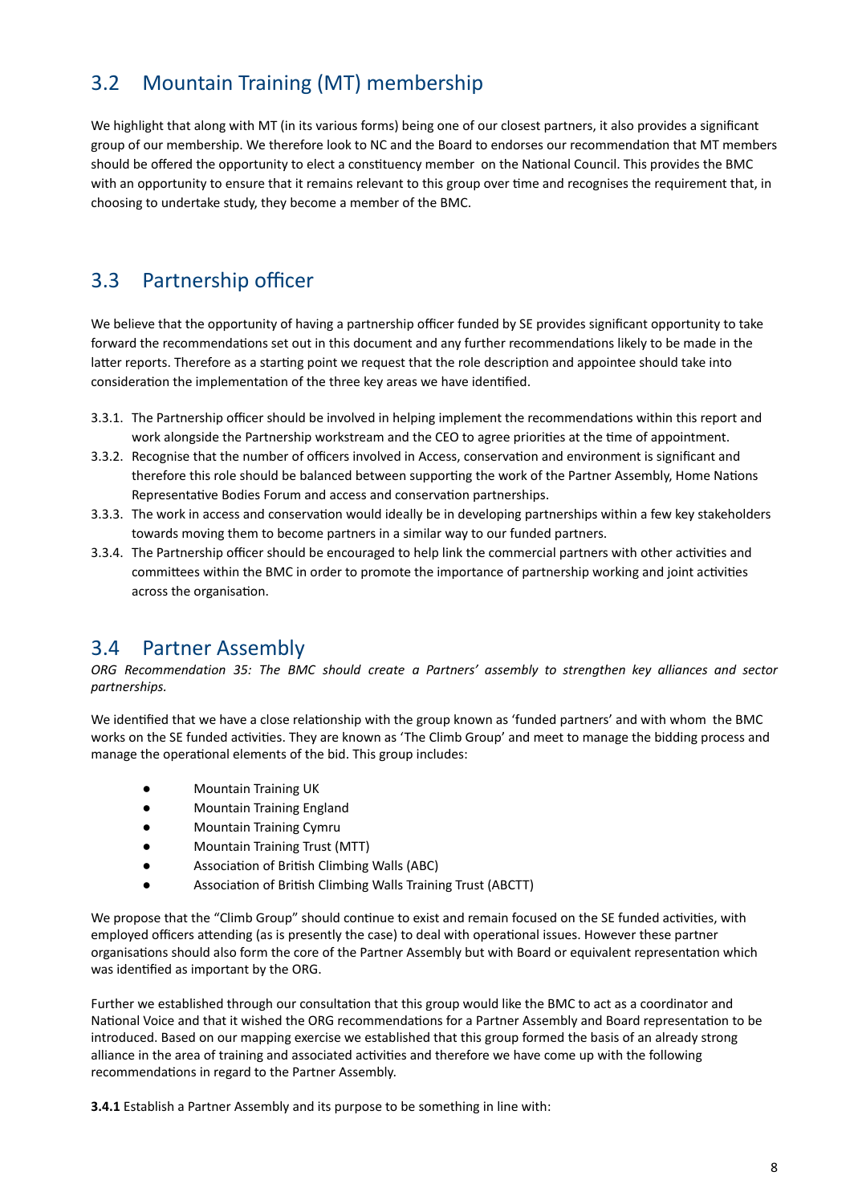## 3.2 Mountain Training (MT) membership

We highlight that along with MT (in its various forms) being one of our closest partners, it also provides a significant group of our membership. We therefore look to NC and the Board to endorses our recommendation that MT members should be offered the opportunity to elect a constituency member on the National Council. This provides the BMC with an opportunity to ensure that it remains relevant to this group over time and recognises the requirement that, in choosing to undertake study, they become a member of the BMC.

## 3.3 Partnership officer

We believe that the opportunity of having a partnership officer funded by SE provides significant opportunity to take forward the recommendations set out in this document and any further recommendations likely to be made in the latter reports. Therefore as a starting point we request that the role description and appointee should take into consideration the implementation of the three key areas we have identified.

3.3.1. The Partnership officer should be involved in helping implement the recommendations within this report and work alongside the Partnership workstream and the CEO to agree priorities at the time of appointment.

3.3.2. Recognise that the number of officers involved in Access, conservation and environment is significant and therefore this role should be balanced between supporting the work of the Partner Assembly, Home Nations Representative Bodies Forum and access and conservation partnerships.

3.3.3. The work in access and conservation would ideally be in developing partnerships within a few key stakeholders towards moving them to become partners in a similar way to our funded partners.

3.3.4. The Partnership officer should be encouraged to help link the commercial partners with other activities and committees within the BMC in order to promote the importance of partnership working and joint activities across the organisation.

## 3.4 Partner Assembly

*ORG Recommendation 35: The BMC should create a Partners' assembly to strengthen key alliances and sector partnerships.*

We identified that we have a close relationship with the group known as 'funded partners' and with whom the BMC works on the SE funded activities. They are known as 'The Climb Group' and meet to manage the bidding process and manage the operational elements of the bid. This group includes:

- Mountain Training UK
- Mountain Training England
- Mountain Training Cymru
- Mountain Training Trust (MTT)
- Association of British Climbing Walls (ABC)
- Association of British Climbing Walls Training Trust (ABCTT)

We propose that the "Climb Group" should continue to exist and remain focused on the SE funded activities, with employed officers attending (as is presently the case) to deal with operational issues. However these partner organisations should also form the core of the Partner Assembly but with Board or equivalent representation which was identified as important by the ORG.

Further we established through our consultation that this group would like the BMC to act as a coordinator and National Voice and that it wished the ORG recommendations for a Partner Assembly and Board representation to be introduced. Based on our mapping exercise we established that this group formed the basis of an already strong alliance in the area of training and associated activities and therefore we have come up with the following recommendations in regard to the Partner Assembly.

**3.4.1** Establish a Partner Assembly and its purpose to be something in line with: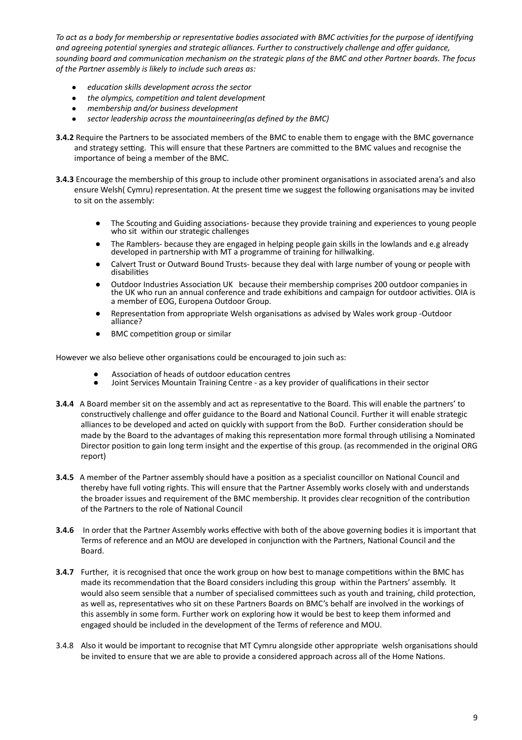*To act as a body for membership or representative bodies associated with BMC activities for the purpose of identifying and agreeing potential synergies and strategic alliances. Further to constructively challenge and offer guidance, sounding board and communication mechanism on the strategic plans of the BMC and other Partner boards. The focus of the Partner assembly is likely to include such areas as:*

- *education skills development across the sector*
- *the olympics, competition and talent development*
- *membership and/or business development*
- *sector leadership across the mountaineering(as defined by the BMC)*

**3.4.2** Require the Partners to be associated members of the BMC to enable them to engage with the BMC governance and strategy setting. This will ensure that these Partners are committed to the BMC values and recognise the importance of being a member of the BMC.

**3.4.3** Encourage the membership of this group to include other prominent organisations in associated arena's and also ensure Welsh( Cymru) representation. At the present time we suggest the following organisations may be invited to sit on the assembly:

- The Scouting and Guiding associations- because they provide training and experiences to young people who sit within our strategic challenges
- The Ramblers- because they are engaged in helping people gain skills in the lowlands and e.g already developed in partnership with MT a programme of training for hillwalking.
- Calvert Trust or Outward Bound Trusts- because they deal with large number of young or people with disabilities
- Outdoor Industries Association UK because their membership comprises 200 outdoor companies in the UK who run an annual conference and trade exhibitions and campaign for outdoor activities. OIA is a member of EOG, Europena Outdoor Group.
- Representation from appropriate Welsh organisations as advised by Wales work group -Outdoor alliance?
- BMC competition group or similar

However we also believe other organisations could be encouraged to join such as:

- Association of heads of outdoor education centres
- Joint Services Mountain Training Centre - as a key provider of qualifications in their sector

**3.4.4** A Board member sit on the assembly and act as representative to the Board. This will enable the partners' to constructively challenge and offer guidance to the Board and National Council. Further it will enable strategic alliances to be developed and acted on quickly with support from the BoD. Further consideration should be made by the Board to the advantages of making this representation more formal through utilising a Nominated Director position to gain long term insight and the expertise of this group. (as recommended in the original ORG report)

**3.4.5** A member of the Partner assembly should have a position as a specialist councillor on National Council and thereby have full voting rights. This will ensure that the Partner Assembly works closely with and understands the broader issues and requirement of the BMC membership. It provides clear recognition of the contribution of the Partners to the role of National Council

**3.4.6** In order that the Partner Assembly works effective with both of the above governing bodies it is important that Terms of reference and an MOU are developed in conjunction with the Partners, National Council and the Board.

**3.4.7** Further, it is recognised that once the work group on how best to manage competitions within the BMC has made its recommendation that the Board considers including this group within the Partners' assembly. It would also seem sensible that a number of specialised committees such as youth and training, child protection, as well as, representatives who sit on these Partners Boards on BMC's behalf are involved in the workings of this assembly in some form. Further work on exploring how it would be best to keep them informed and engaged should be included in the development of the Terms of reference and MOU.

3.4.8 Also it would be important to recognise that MT Cymru alongside other appropriate welsh organisations should be invited to ensure that we are able to provide a considered approach across all of the Home Nations.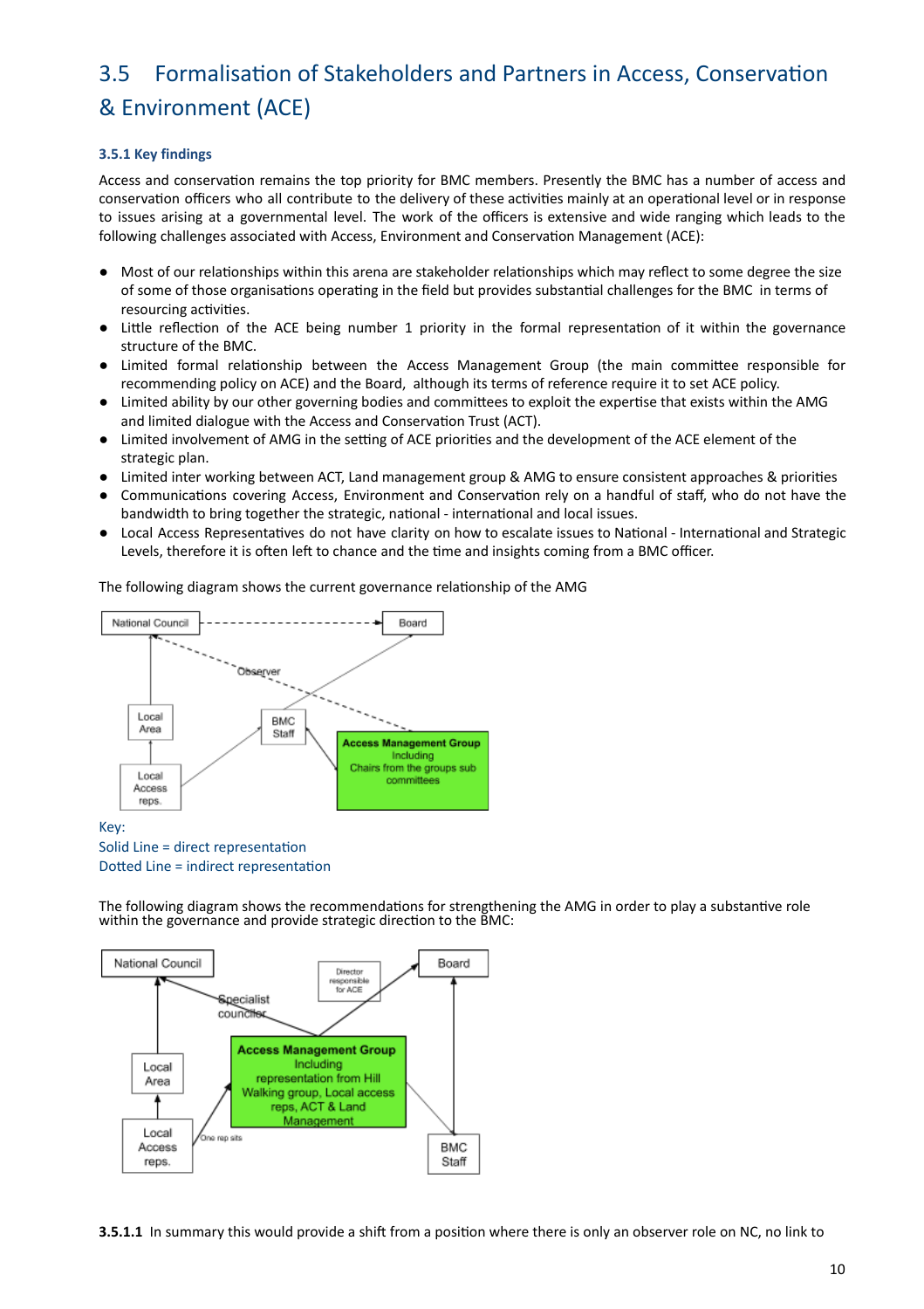## 3.5 Formalisation of Stakeholders and Partners in Access, Conservation & Environment (ACE)

### 3.5.1 Key findings

Access and conservation remains the top priority for BMC members. Presently the BMC has a number of access and conservation officers who all contribute to the delivery of these activities mainly at an operational level or in response to issues arising at a governmental level. The work of the officers is extensive and wide ranging which leads to the following challenges associated with Access, Environment and Conservation Management (ACE):

- Most of our relationships within this arena are stakeholder relationships which may reflect to some degree the size of some of those organisations operating in the field but provides substantial challenges for the BMC in terms of resourcing activities.
- Little reflection of the ACE being number 1 priority in the formal representation of it within the governance structure of the BMC.
- Limited formal relationship between the Access Management Group (the main committee responsible for recommending policy on ACE) and the Board, although its terms of reference require it to set ACE policy.
- Limited ability by our other governing bodies and committees to exploit the expertise that exists within the AMG and limited dialogue with the Access and Conservation Trust (ACT).
- Limited involvement of AMG in the setting of ACE priorities and the development of the ACE element of the strategic plan.
- Limited inter working between ACT, Land management group & AMG to ensure consistent approaches & priorities
- Communications covering Access, Environment and Conservation rely on a handful of staff, who do not have the bandwidth to bring together the strategic, national - international and local issues.
- Local Access Representatives do not have clarity on how to escalate issues to National - International and Strategic Levels, therefore it is often left to chance and the time and insights coming from a BMC officer.

The following diagram shows the current governance relationship of the AMG

National Council | Board | Observer | Local Area | BMC Staff | Local Access reps. | Access Management Group Including Chairs from the groups sub committees

Key:
Solid Line = direct representation
Dotted Line = indirect representation

The following diagram shows the recommendations for strengthening the AMG in order to play a substantive role within the governance and provide strategic direction to the BMC:

National Council | Director responsible for ACE | Board | Specialist councillor | Local Area | Access Management Group Including representation from Hill Walking group, Local access reps, ACT & Land Management | One rep sits | Local Access reps. | BMC Staff

**3.5.1.1** In summary this would provide a shift from a position where there is only an observer role on NC, no link to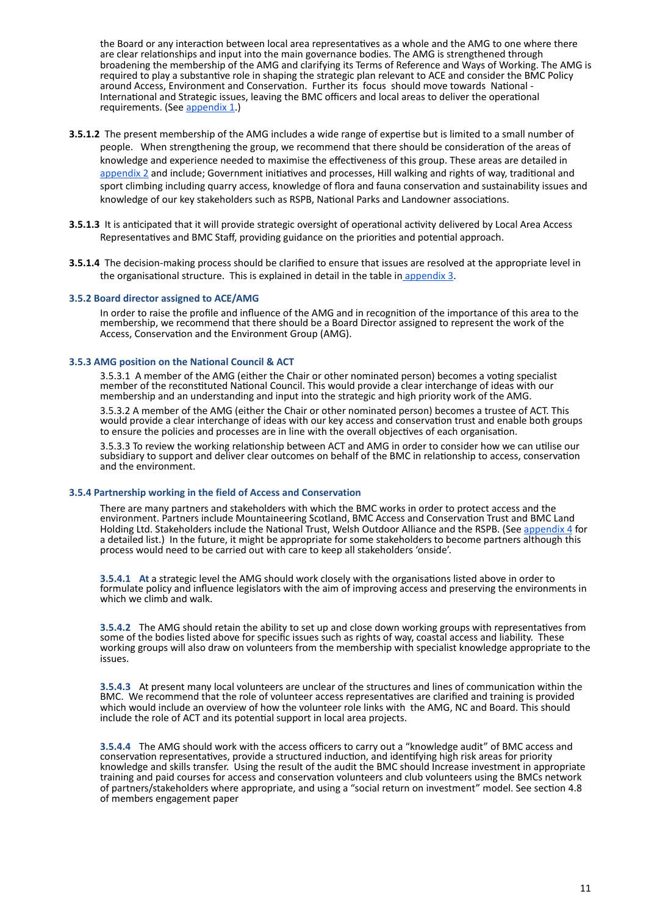the Board or any interaction between local area representatives as a whole and the AMG to one where there are clear relationships and input into the main governance bodies. The AMG is strengthened through broadening the membership of the AMG and clarifying its Terms of Reference and Ways of Working. The AMG is required to play a substantive role in shaping the strategic plan relevant to ACE and consider the BMC Policy around Access, Environment and Conservation. Further its focus should move towards National - International and Strategic issues, leaving the BMC officers and local areas to deliver the operational requirements. (See appendix 1.)

**3.5.1.2** The present membership of the AMG includes a wide range of expertise but is limited to a small number of people. When strengthening the group, we recommend that there should be consideration of the areas of knowledge and experience needed to maximise the effectiveness of this group. These areas are detailed in appendix 2 and include; Government initiatives and processes, Hill walking and rights of way, traditional and sport climbing including quarry access, knowledge of flora and fauna conservation and sustainability issues and knowledge of our key stakeholders such as RSPB, National Parks and Landowner associations.

**3.5.1.3** It is anticipated that it will provide strategic oversight of operational activity delivered by Local Area Access Representatives and BMC Staff, providing guidance on the priorities and potential approach.

**3.5.1.4** The decision-making process should be clarified to ensure that issues are resolved at the appropriate level in the organisational structure. This is explained in detail in the table in appendix 3.

### 3.5.2 Board director assigned to ACE/AMG

In order to raise the profile and influence of the AMG and in recognition of the importance of this area to the membership, we recommend that there should be a Board Director assigned to represent the work of the Access, Conservation and the Environment Group (AMG).

### 3.5.3 AMG position on the National Council & ACT

3.5.3.1 A member of the AMG (either the Chair or other nominated person) becomes a voting specialist member of the reconstituted National Council. This would provide a clear interchange of ideas with our membership and an understanding and input into the strategic and high priority work of the AMG.

3.5.3.2 A member of the AMG (either the Chair or other nominated person) becomes a trustee of ACT. This would provide a clear interchange of ideas with our key access and conservation trust and enable both groups to ensure the policies and processes are in line with the overall objectives of each organisation.

3.5.3.3 To review the working relationship between ACT and AMG in order to consider how we can utilise our subsidiary to support and deliver clear outcomes on behalf of the BMC in relationship to access, conservation and the environment.

### 3.5.4 Partnership working in the field of Access and Conservation

There are many partners and stakeholders with which the BMC works in order to protect access and the environment. Partners include Mountaineering Scotland, BMC Access and Conservation Trust and BMC Land Holding Ltd. Stakeholders include the National Trust, Welsh Outdoor Alliance and the RSPB. (See appendix 4 for a detailed list.) In the future, it might be appropriate for some stakeholders to become partners although this process would need to be carried out with care to keep all stakeholders 'onside'.

**3.5.4.1 At** a strategic level the AMG should work closely with the organisations listed above in order to formulate policy and influence legislators with the aim of improving access and preserving the environments in which we climb and walk.

**3.5.4.2** The AMG should retain the ability to set up and close down working groups with representatives from some of the bodies listed above for specific issues such as rights of way, coastal access and liability. These working groups will also draw on volunteers from the membership with specialist knowledge appropriate to the issues.

**3.5.4.3** At present many local volunteers are unclear of the structures and lines of communication within the BMC. We recommend that the role of volunteer access representatives are clarified and training is provided which would include an overview of how the volunteer role links with the AMG, NC and Board. This should include the role of ACT and its potential support in local area projects.

**3.5.4.4** The AMG should work with the access officers to carry out a "knowledge audit" of BMC access and conservation representatives, provide a structured induction, and identifying high risk areas for priority knowledge and skills transfer. Using the result of the audit the BMC should Increase investment in appropriate training and paid courses for access and conservation volunteers and club volunteers using the BMCs network of partners/stakeholders where appropriate, and using a "social return on investment" model. See section 4.8 of members engagement paper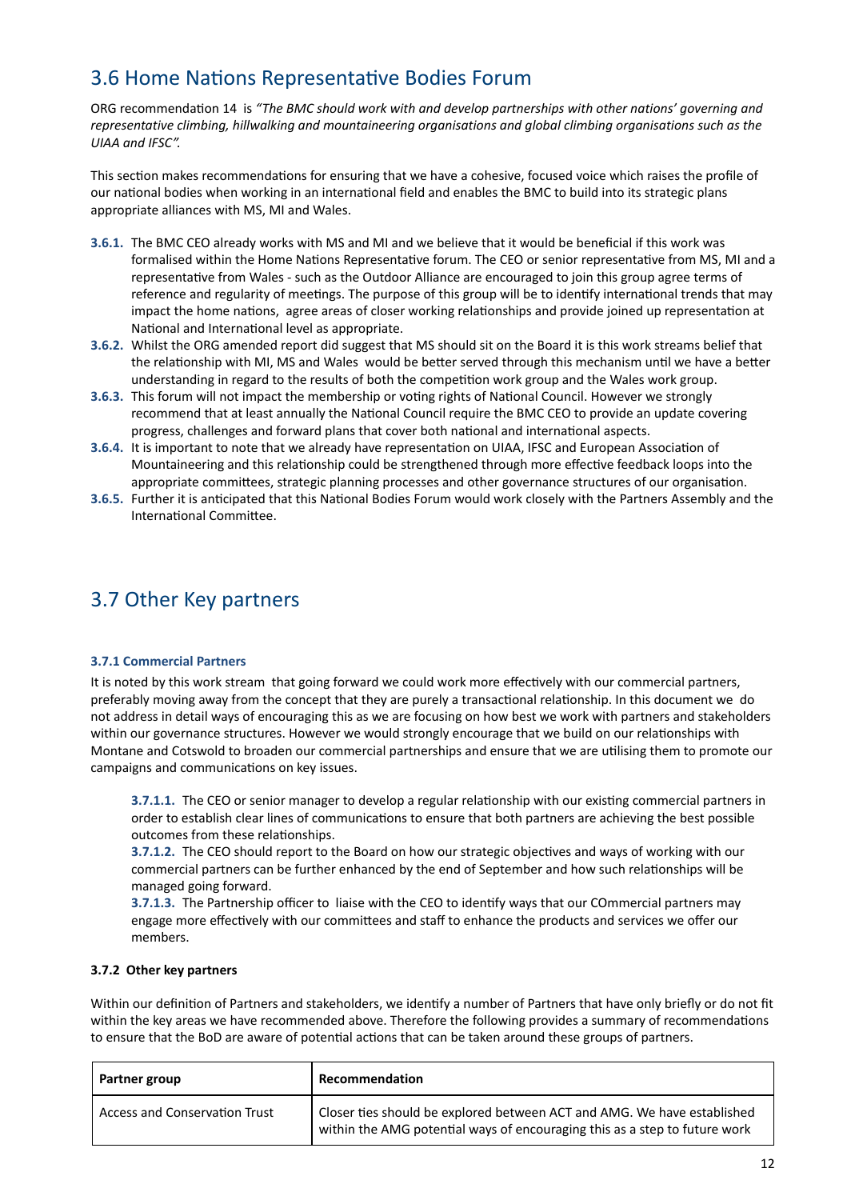## 3.6 Home Nations Representative Bodies Forum

ORG recommendation 14 is *"The BMC should work with and develop partnerships with other nations' governing and representative climbing, hillwalking and mountaineering organisations and global climbing organisations such as the UIAA and IFSC".*

This section makes recommendations for ensuring that we have a cohesive, focused voice which raises the profile of our national bodies when working in an international field and enables the BMC to build into its strategic plans appropriate alliances with MS, MI and Wales.

- **3.6.1.** The BMC CEO already works with MS and MI and we believe that it would be beneficial if this work was formalised within the Home Nations Representative forum. The CEO or senior representative from MS, MI and a representative from Wales - such as the Outdoor Alliance are encouraged to join this group agree terms of reference and regularity of meetings. The purpose of this group will be to identify international trends that may impact the home nations, agree areas of closer working relationships and provide joined up representation at National and International level as appropriate.
- **3.6.2.** Whilst the ORG amended report did suggest that MS should sit on the Board it is this work streams belief that the relationship with MI, MS and Wales would be better served through this mechanism until we have a better understanding in regard to the results of both the competition work group and the Wales work group.
- **3.6.3.** This forum will not impact the membership or voting rights of National Council. However we strongly recommend that at least annually the National Council require the BMC CEO to provide an update covering progress, challenges and forward plans that cover both national and international aspects.
- **3.6.4.** It is important to note that we already have representation on UIAA, IFSC and European Association of Mountaineering and this relationship could be strengthened through more effective feedback loops into the appropriate committees, strategic planning processes and other governance structures of our organisation.
- **3.6.5.** Further it is anticipated that this National Bodies Forum would work closely with the Partners Assembly and the International Committee.

## 3.7 Other Key partners

### 3.7.1 Commercial Partners

It is noted by this work stream that going forward we could work more effectively with our commercial partners, preferably moving away from the concept that they are purely a transactional relationship. In this document we do not address in detail ways of encouraging this as we are focusing on how best we work with partners and stakeholders within our governance structures. However we would strongly encourage that we build on our relationships with Montane and Cotswold to broaden our commercial partnerships and ensure that we are utilising them to promote our campaigns and communications on key issues.

**3.7.1.1.** The CEO or senior manager to develop a regular relationship with our existing commercial partners in order to establish clear lines of communications to ensure that both partners are achieving the best possible outcomes from these relationships.
**3.7.1.2.** The CEO should report to the Board on how our strategic objectives and ways of working with our commercial partners can be further enhanced by the end of September and how such relationships will be managed going forward.
**3.7.1.3.** The Partnership officer to liaise with the CEO to identify ways that our COmmercial partners may engage more effectively with our committees and staff to enhance the products and services we offer our members.

### 3.7.2 Other key partners

Within our definition of Partners and stakeholders, we identify a number of Partners that have only briefly or do not fit within the key areas we have recommended above. Therefore the following provides a summary of recommendations to ensure that the BoD are aware of potential actions that can be taken around these groups of partners.

| Partner group | Recommendation |
|---|---|
| Access and Conservation Trust | Closer ties should be explored between ACT and AMG. We have established within the AMG potential ways of encouraging this as a step to future work |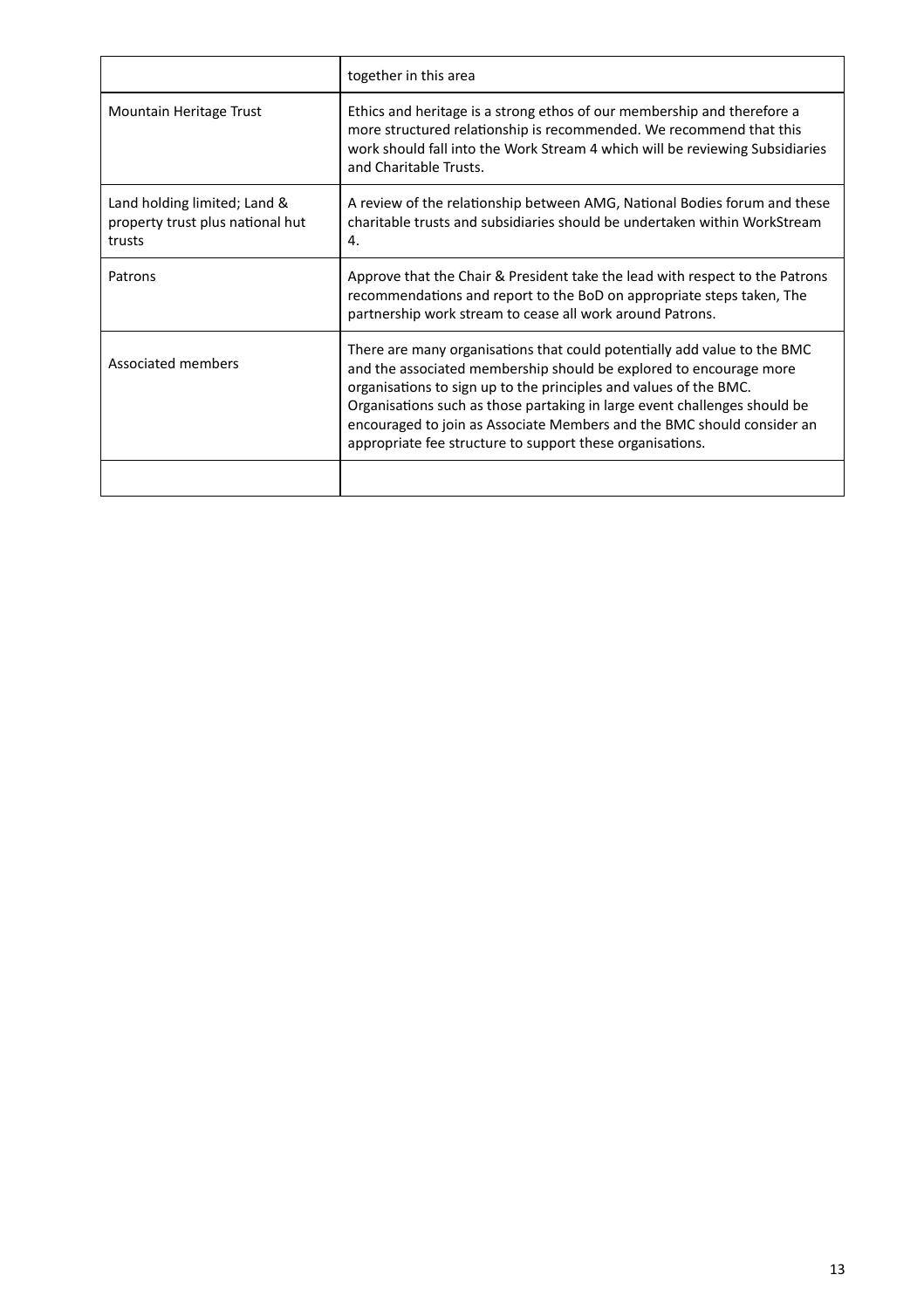| | |
|---|---|
| | together in this area |
| Mountain Heritage Trust | Ethics and heritage is a strong ethos of our membership and therefore a more structured relationship is recommended. We recommend that this work should fall into the Work Stream 4 which will be reviewing Subsidiaries and Charitable Trusts. |
| Land holding limited; Land & property trust plus national hut trusts | A review of the relationship between AMG, National Bodies forum and these charitable trusts and subsidiaries should be undertaken within WorkStream 4. |
| Patrons | Approve that the Chair & President take the lead with respect to the Patrons recommendations and report to the BoD on appropriate steps taken, The partnership work stream to cease all work around Patrons. |
| Associated members | There are many organisations that could potentially add value to the BMC and the associated membership should be explored to encourage more organisations to sign up to the principles and values of the BMC. Organisations such as those partaking in large event challenges should be encouraged to join as Associate Members and the BMC should consider an appropriate fee structure to support these organisations. |
| | |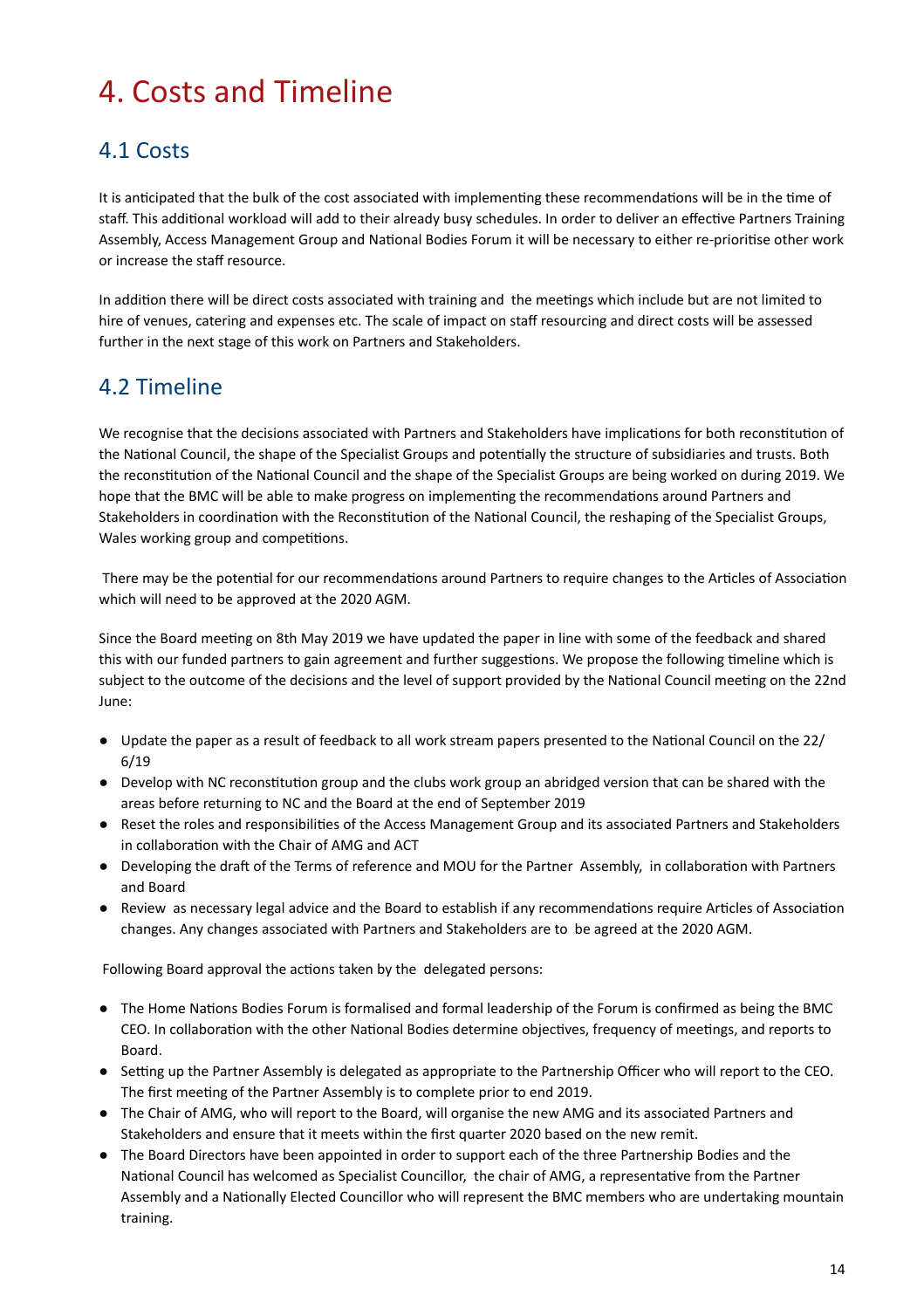# 4. Costs and Timeline

## 4.1 Costs

It is anticipated that the bulk of the cost associated with implementing these recommendations will be in the time of staff. This additional workload will add to their already busy schedules. In order to deliver an effective Partners Training Assembly, Access Management Group and National Bodies Forum it will be necessary to either re-prioritise other work or increase the staff resource.

In addition there will be direct costs associated with training and the meetings which include but are not limited to hire of venues, catering and expenses etc. The scale of impact on staff resourcing and direct costs will be assessed further in the next stage of this work on Partners and Stakeholders.

## 4.2 Timeline

We recognise that the decisions associated with Partners and Stakeholders have implications for both reconstitution of the National Council, the shape of the Specialist Groups and potentially the structure of subsidiaries and trusts. Both the reconstitution of the National Council and the shape of the Specialist Groups are being worked on during 2019. We hope that the BMC will be able to make progress on implementing the recommendations around Partners and Stakeholders in coordination with the Reconstitution of the National Council, the reshaping of the Specialist Groups, Wales working group and competitions.

There may be the potential for our recommendations around Partners to require changes to the Articles of Association which will need to be approved at the 2020 AGM.

Since the Board meeting on 8th May 2019 we have updated the paper in line with some of the feedback and shared this with our funded partners to gain agreement and further suggestions. We propose the following timeline which is subject to the outcome of the decisions and the level of support provided by the National Council meeting on the 22nd June:

- Update the paper as a result of feedback to all work stream papers presented to the National Council on the 22/6/19
- Develop with NC reconstitution group and the clubs work group an abridged version that can be shared with the areas before returning to NC and the Board at the end of September 2019
- Reset the roles and responsibilities of the Access Management Group and its associated Partners and Stakeholders in collaboration with the Chair of AMG and ACT
- Developing the draft of the Terms of reference and MOU for the Partner Assembly, in collaboration with Partners and Board
- Review as necessary legal advice and the Board to establish if any recommendations require Articles of Association changes. Any changes associated with Partners and Stakeholders are to be agreed at the 2020 AGM.

Following Board approval the actions taken by the delegated persons:

- The Home Nations Bodies Forum is formalised and formal leadership of the Forum is confirmed as being the BMC CEO. In collaboration with the other National Bodies determine objectives, frequency of meetings, and reports to Board.
- Setting up the Partner Assembly is delegated as appropriate to the Partnership Officer who will report to the CEO. The first meeting of the Partner Assembly is to complete prior to end 2019.
- The Chair of AMG, who will report to the Board, will organise the new AMG and its associated Partners and Stakeholders and ensure that it meets within the first quarter 2020 based on the new remit.
- The Board Directors have been appointed in order to support each of the three Partnership Bodies and the National Council has welcomed as Specialist Councillor, the chair of AMG, a representative from the Partner Assembly and a Nationally Elected Councillor who will represent the BMC members who are undertaking mountain training.